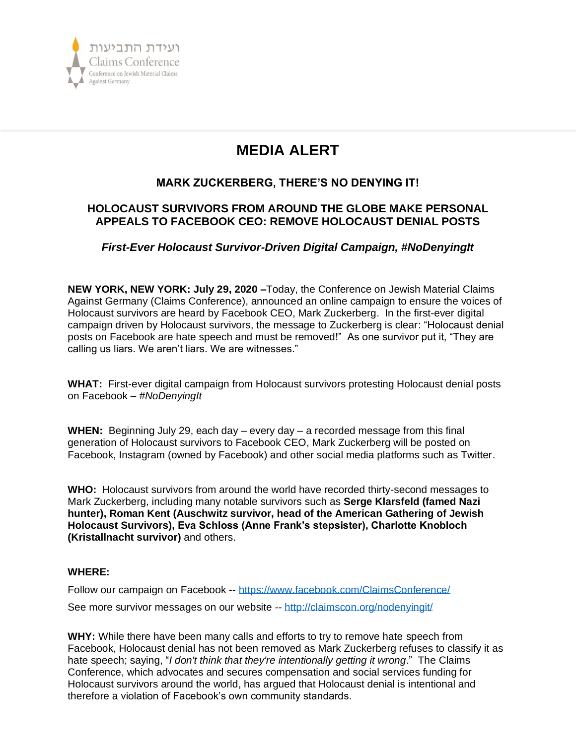ועידת התביעות
Claims Conference
Conference on Jewish Material Claims Against Germany

# MEDIA ALERT

## MARK ZUCKERBERG, THERE'S NO DENYING IT!

## HOLOCAUST SURVIVORS FROM AROUND THE GLOBE MAKE PERSONAL APPEALS TO FACEBOOK CEO: REMOVE HOLOCAUST DENIAL POSTS

***First-Ever Holocaust Survivor-Driven Digital Campaign, #NoDenyingIt***

**NEW YORK, NEW YORK: July 29, 2020 –**Today, the Conference on Jewish Material Claims Against Germany (Claims Conference), announced an online campaign to ensure the voices of Holocaust survivors are heard by Facebook CEO, Mark Zuckerberg. In the first-ever digital campaign driven by Holocaust survivors, the message to Zuckerberg is clear: "Holocaust denial posts on Facebook are hate speech and must be removed!" As one survivor put it, "They are calling us liars. We aren't liars. We are witnesses."

**WHAT:** First-ever digital campaign from Holocaust survivors protesting Holocaust denial posts on Facebook – *#NoDenyingIt*

**WHEN:** Beginning July 29, each day – every day – a recorded message from this final generation of Holocaust survivors to Facebook CEO, Mark Zuckerberg will be posted on Facebook, Instagram (owned by Facebook) and other social media platforms such as Twitter.

**WHO:** Holocaust survivors from around the world have recorded thirty-second messages to Mark Zuckerberg, including many notable survivors such as **Serge Klarsfeld (famed Nazi hunter), Roman Kent (Auschwitz survivor, head of the American Gathering of Jewish Holocaust Survivors), Eva Schloss (Anne Frank's stepsister), Charlotte Knobloch (Kristallnacht survivor)** and others.

**WHERE:**

Follow our campaign on Facebook -- https://www.facebook.com/ClaimsConference/

See more survivor messages on our website -- http://claimscon.org/nodenyingit/

**WHY:** While there have been many calls and efforts to try to remove hate speech from Facebook, Holocaust denial has not been removed as Mark Zuckerberg refuses to classify it as hate speech; saying, "*I don't think that they're intentionally getting it wrong*." The Claims Conference, which advocates and secures compensation and social services funding for Holocaust survivors around the world, has argued that Holocaust denial is intentional and therefore a violation of Facebook's own community standards.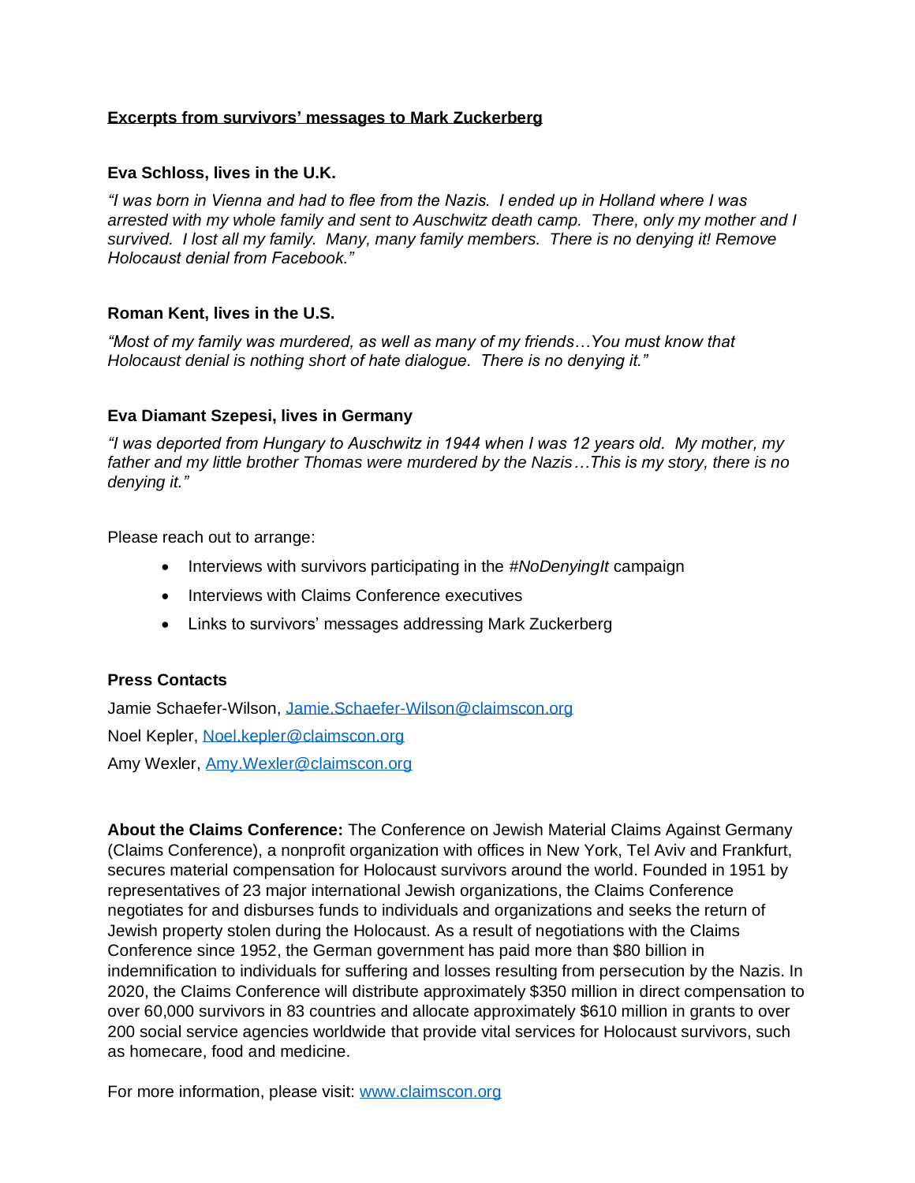**Excerpts from survivors' messages to Mark Zuckerberg**

**Eva Schloss, lives in the U.K.**

*"I was born in Vienna and had to flee from the Nazis. I ended up in Holland where I was arrested with my whole family and sent to Auschwitz death camp. There, only my mother and I survived. I lost all my family. Many, many family members. There is no denying it! Remove Holocaust denial from Facebook."*

**Roman Kent, lives in the U.S.**

*"Most of my family was murdered, as well as many of my friends…You must know that Holocaust denial is nothing short of hate dialogue. There is no denying it."*

**Eva Diamant Szepesi, lives in Germany**

*"I was deported from Hungary to Auschwitz in 1944 when I was 12 years old. My mother, my father and my little brother Thomas were murdered by the Nazis…This is my story, there is no denying it."*

Please reach out to arrange:

- Interviews with survivors participating in the *#NoDenyingIt* campaign
- Interviews with Claims Conference executives
- Links to survivors' messages addressing Mark Zuckerberg

**Press Contacts**

Jamie Schaefer-Wilson, Jamie.Schaefer-Wilson@claimscon.org

Noel Kepler, Noel.kepler@claimscon.org

Amy Wexler, Amy.Wexler@claimscon.org

**About the Claims Conference:** The Conference on Jewish Material Claims Against Germany (Claims Conference), a nonprofit organization with offices in New York, Tel Aviv and Frankfurt, secures material compensation for Holocaust survivors around the world. Founded in 1951 by representatives of 23 major international Jewish organizations, the Claims Conference negotiates for and disburses funds to individuals and organizations and seeks the return of Jewish property stolen during the Holocaust. As a result of negotiations with the Claims Conference since 1952, the German government has paid more than $80 billion in indemnification to individuals for suffering and losses resulting from persecution by the Nazis. In 2020, the Claims Conference will distribute approximately $350 million in direct compensation to over 60,000 survivors in 83 countries and allocate approximately $610 million in grants to over 200 social service agencies worldwide that provide vital services for Holocaust survivors, such as homecare, food and medicine.

For more information, please visit: www.claimscon.org